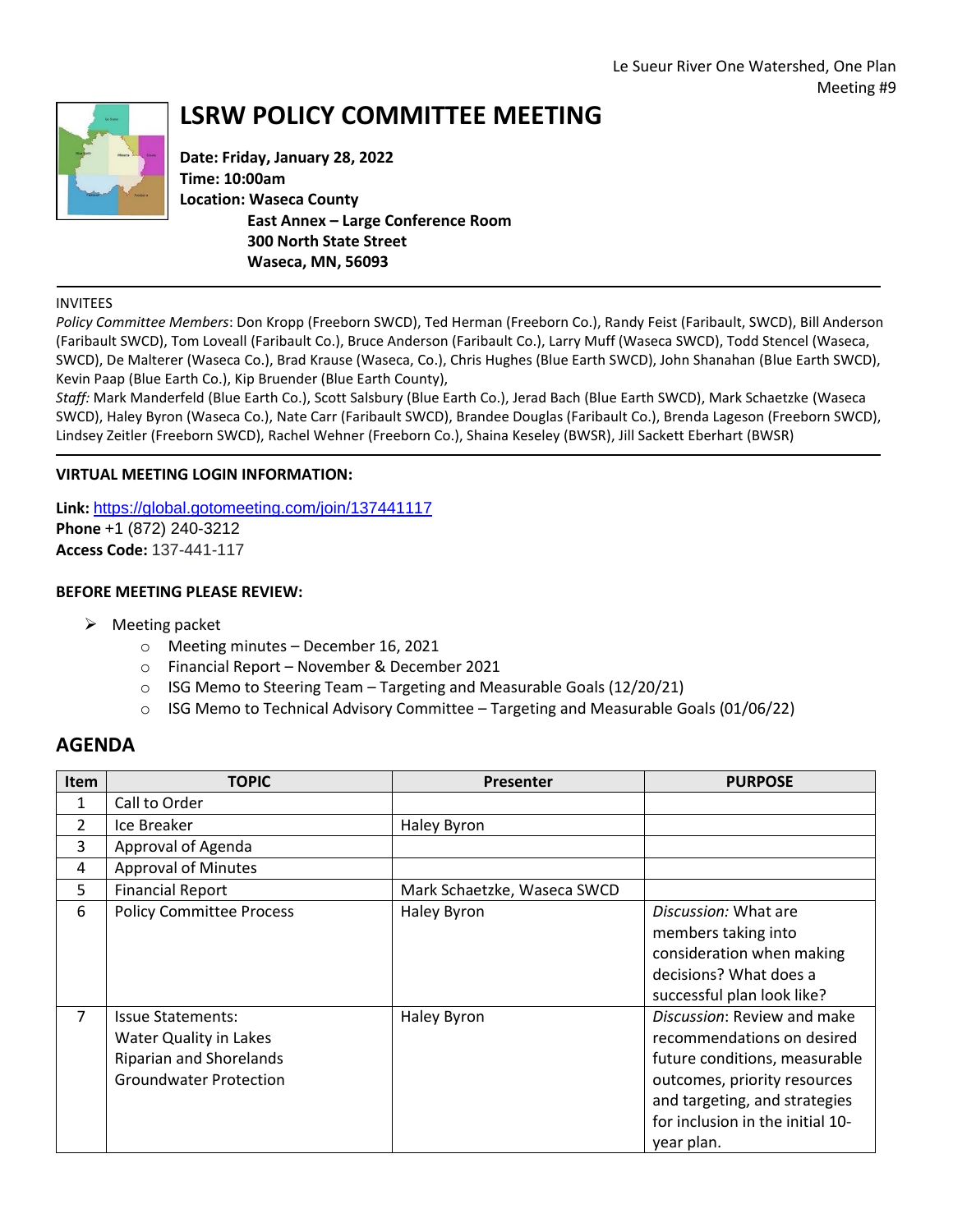Le Sueur River One Watershed, One Plan
Meeting #9

# LSRW POLICY COMMITTEE MEETING

**Date: Friday, January 28, 2022**
**Time: 10:00am**
**Location: Waseca County**
**East Annex – Large Conference Room**
**300 North State Street**
**Waseca, MN, 56093**

---

INVITEES

*Policy Committee Members*: Don Kropp (Freeborn SWCD), Ted Herman (Freeborn Co.), Randy Feist (Faribault, SWCD), Bill Anderson (Faribault SWCD), Tom Loveall (Faribault Co.), Bruce Anderson (Faribault Co.), Larry Muff (Waseca SWCD), Todd Stencel (Waseca, SWCD), De Malterer (Waseca Co.), Brad Krause (Waseca, Co.), Chris Hughes (Blue Earth SWCD), John Shanahan (Blue Earth SWCD), Kevin Paap (Blue Earth Co.), Kip Bruender (Blue Earth County),

*Staff:* Mark Manderfeld (Blue Earth Co.), Scott Salsbury (Blue Earth Co.), Jerad Bach (Blue Earth SWCD), Mark Schaetzke (Waseca SWCD), Haley Byron (Waseca Co.), Nate Carr (Faribault SWCD), Brandee Douglas (Faribault Co.), Brenda Lageson (Freeborn SWCD), Lindsey Zeitler (Freeborn SWCD), Rachel Wehner (Freeborn Co.), Shaina Keseley (BWSR), Jill Sackett Eberhart (BWSR)

---

**VIRTUAL MEETING LOGIN INFORMATION:**

**Link:** https://global.gotomeeting.com/join/137441117
**Phone** +1 (872) 240-3212
**Access Code:** 137-441-117

**BEFORE MEETING PLEASE REVIEW:**

- Meeting packet
  - Meeting minutes – December 16, 2021
  - Financial Report – November & December 2021
  - ISG Memo to Steering Team – Targeting and Measurable Goals (12/20/21)
  - ISG Memo to Technical Advisory Committee – Targeting and Measurable Goals (01/06/22)

## AGENDA

| Item | TOPIC | Presenter | PURPOSE |
|---|---|---|---|
| 1 | Call to Order | | |
| 2 | Ice Breaker | Haley Byron | |
| 3 | Approval of Agenda | | |
| 4 | Approval of Minutes | | |
| 5 | Financial Report | Mark Schaetzke, Waseca SWCD | |
| 6 | Policy Committee Process | Haley Byron | *Discussion:* What are members taking into consideration when making decisions? What does a successful plan look like? |
| 7 | Issue Statements: Water Quality in Lakes Riparian and Shorelands Groundwater Protection | Haley Byron | *Discussion*: Review and make recommendations on desired future conditions, measurable outcomes, priority resources and targeting, and strategies for inclusion in the initial 10-year plan. |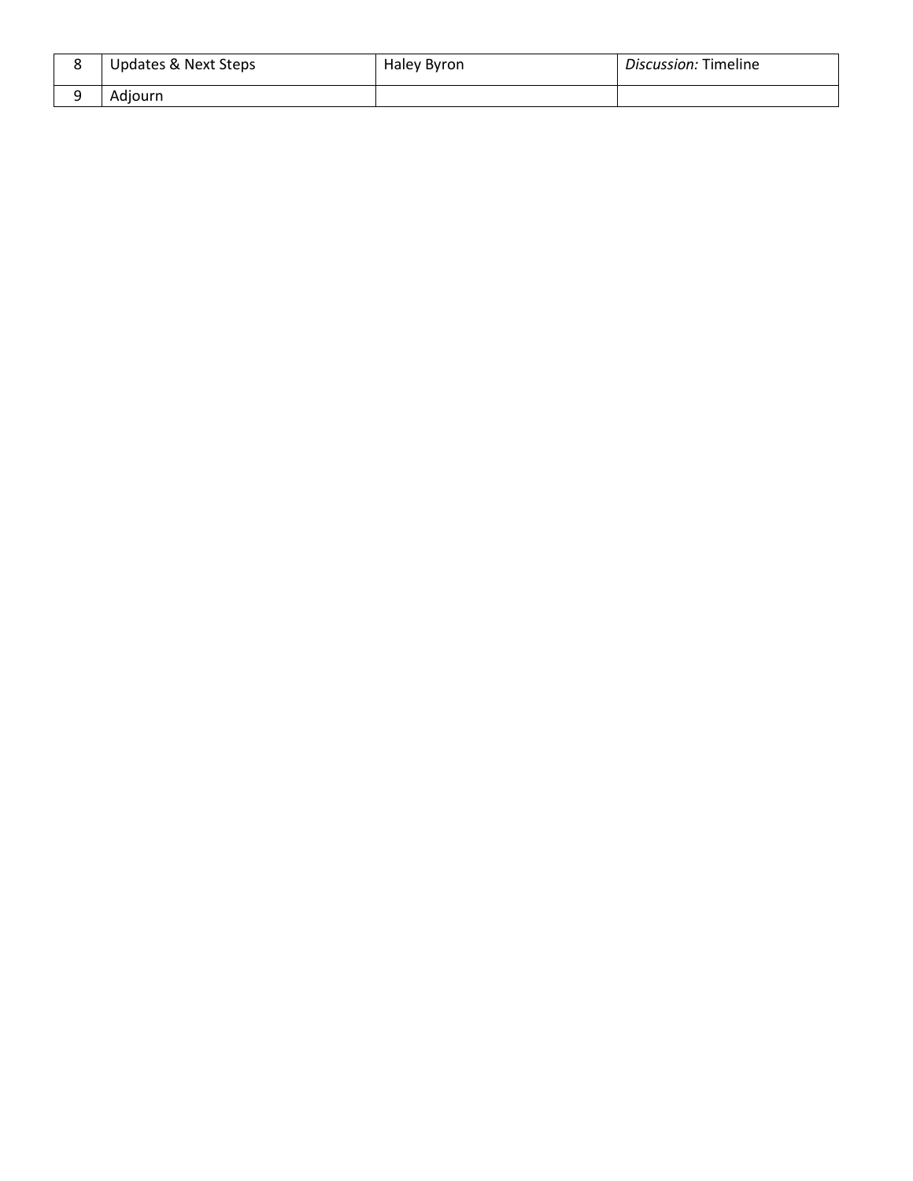| | | | |
|---|---|---|---|
| 8 | Updates & Next Steps | Haley Byron | *Discussion:* Timeline |
| 9 | Adjourn | | |